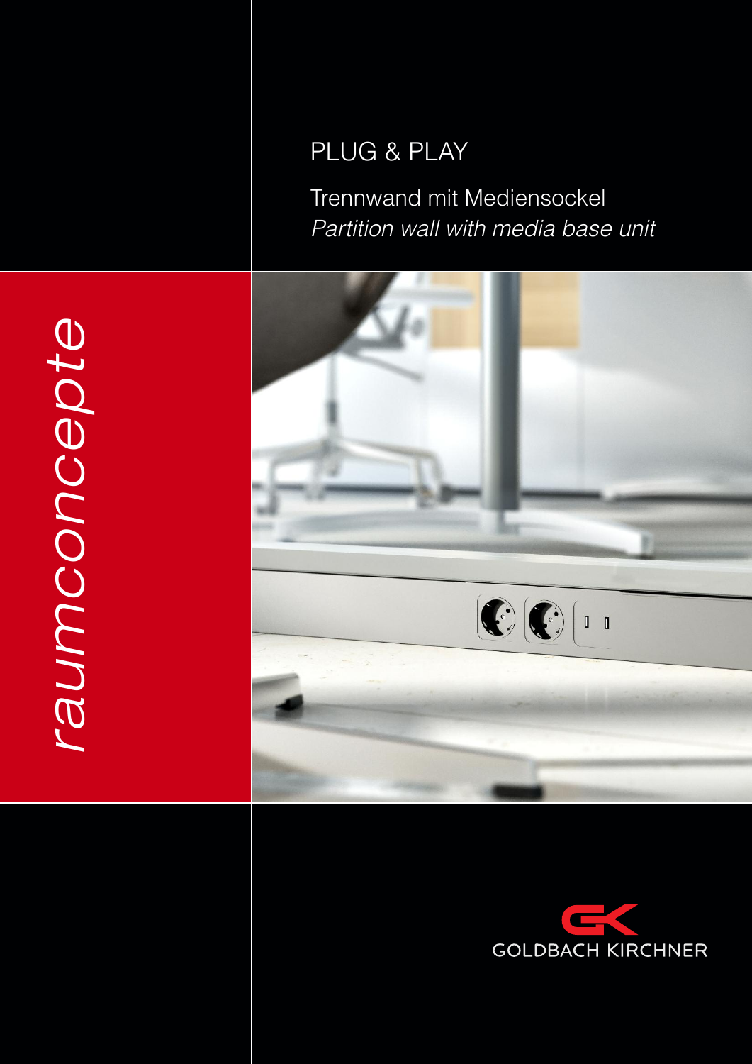# PLUG & PLAY

Trennwand mit Mediensockel
*Partition wall with media base unit*

*raumconcepte*

GOLDBACH KIRCHNER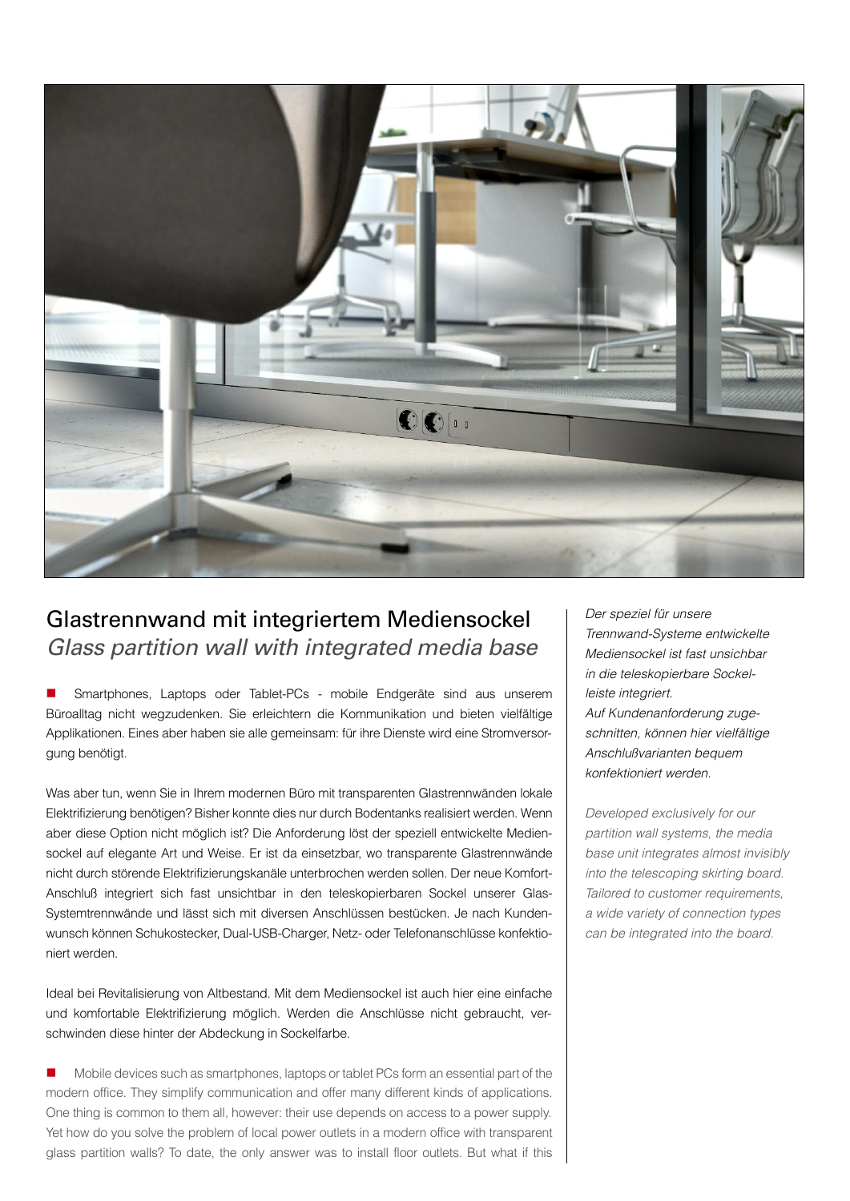## Glastrennwand mit integriertem Mediensockel
## *Glass partition wall with integrated media base*

■ Smartphones, Laptops oder Tablet-PCs - mobile Endgeräte sind aus unserem Büroalltag nicht wegzudenken. Sie erleichtern die Kommunikation und bieten vielfältige Applikationen. Eines aber haben sie alle gemeinsam: für ihre Dienste wird eine Stromversorgung benötigt.

Was aber tun, wenn Sie in Ihrem modernen Büro mit transparenten Glastrennwänden lokale Elektrifizierung benötigen? Bisher konnte dies nur durch Bodentanks realisiert werden. Wenn aber diese Option nicht möglich ist? Die Anforderung löst der speziell entwickelte Mediensockel auf elegante Art und Weise. Er ist da einsetzbar, wo transparente Glastrennwände nicht durch störende Elektrifizierungskanäle unterbrochen werden sollen. Der neue Komfort-Anschluß integriert sich fast unsichtbar in den teleskopierbaren Sockel unserer Glas-Systemtrennwände und lässt sich mit diversen Anschlüssen bestücken. Je nach Kundenwunsch können Schukostecker, Dual-USB-Charger, Netz- oder Telefonanschlüsse konfektioniert werden.

Ideal bei Revitalisierung von Altbestand. Mit dem Mediensockel ist auch hier eine einfache und komfortable Elektrifizierung möglich. Werden die Anschlüsse nicht gebraucht, verschwinden diese hinter der Abdeckung in Sockelfarbe.

■ Mobile devices such as smartphones, laptops or tablet PCs form an essential part of the modern office. They simplify communication and offer many different kinds of applications. One thing is common to them all, however: their use depends on access to a power supply. Yet how do you solve the problem of local power outlets in a modern office with transparent glass partition walls? To date, the only answer was to install floor outlets. But what if this

*Der speziel für unsere Trennwand-Systeme entwickelte Mediensockel ist fast unsichbar in die teleskopierbare Sockelleiste integriert.*
*Auf Kundenanforderung zugeschnitten, können hier vielfältige Anschlußvarianten bequem konfektioniert werden.*

*Developed exclusively for our partition wall systems, the media base unit integrates almost invisibly into the telescoping skirting board. Tailored to customer requirements, a wide variety of connection types can be integrated into the board.*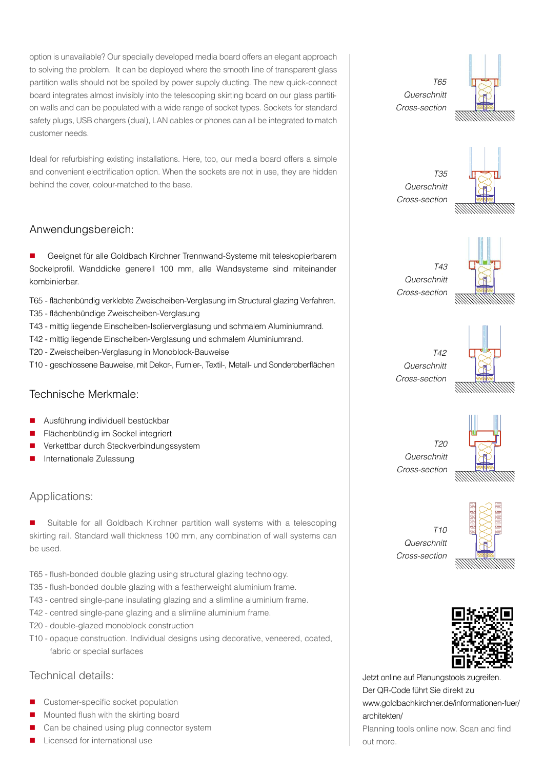option is unavailable? Our specially developed media board offers an elegant approach to solving the problem. It can be deployed where the smooth line of transparent glass partition walls should not be spoiled by power supply ducting. The new quick-connect board integrates almost invisibly into the telescoping skirting board on our glass partition walls and can be populated with a wide range of socket types. Sockets for standard safety plugs, USB chargers (dual), LAN cables or phones can all be integrated to match customer needs.

Ideal for refurbishing existing installations. Here, too, our media board offers a simple and convenient electrification option. When the sockets are not in use, they are hidden behind the cover, colour-matched to the base.

## Anwendungsbereich:

- Geeignet für alle Goldbach Kirchner Trennwand-Systeme mit teleskopierbarem Sockelprofil. Wanddicke generell 100 mm, alle Wandsysteme sind miteinander kombinierbar.

T65 - flächenbündig verklebte Zweischeiben-Verglasung im Structural glazing Verfahren.
T35 - flächenbündige Zweischeiben-Verglasung
T43 - mittig liegende Einscheiben-Isolierverglasung und schmalem Aluminiumrand.
T42 - mittig liegende Einscheiben-Verglasung und schmalem Aluminiumrand.
T20 - Zweischeiben-Verglasung in Monoblock-Bauweise
T10 - geschlossene Bauweise, mit Dekor-, Furnier-, Textil-, Metall- und Sonderoberflächen

## Technische Merkmale:

- Ausführung individuell bestückbar
- Flächenbündig im Sockel integriert
- Verkettbar durch Steckverbindungssystem
- Internationale Zulassung

## Applications:

- Suitable for all Goldbach Kirchner partition wall systems with a telescoping skirting rail. Standard wall thickness 100 mm, any combination of wall systems can be used.

T65 - flush-bonded double glazing using structural glazing technology.
T35 - flush-bonded double glazing with a featherweight aluminium frame.
T43 - centred single-pane insulating glazing and a slimline aluminium frame.
T42 - centred single-pane glazing and a slimline aluminium frame.
T20 - double-glazed monoblock construction
T10 - opaque construction. Individual designs using decorative, veneered, coated, fabric or special surfaces

## Technical details:

- Customer-specific socket population
- Mounted flush with the skirting board
- Can be chained using plug connector system
- Licensed for international use

*T65 Querschnitt Cross-section*

*T35 Querschnitt Cross-section*

*T43 Querschnitt Cross-section*

*T42 Querschnitt Cross-section*

*T20 Querschnitt Cross-section*

*T10 Querschnitt Cross-section*

Jetzt online auf Planungstools zugreifen. Der QR-Code führt Sie direkt zu www.goldbachkirchner.de/informationen-fuer/architekten/

Planning tools online now. Scan and find out more.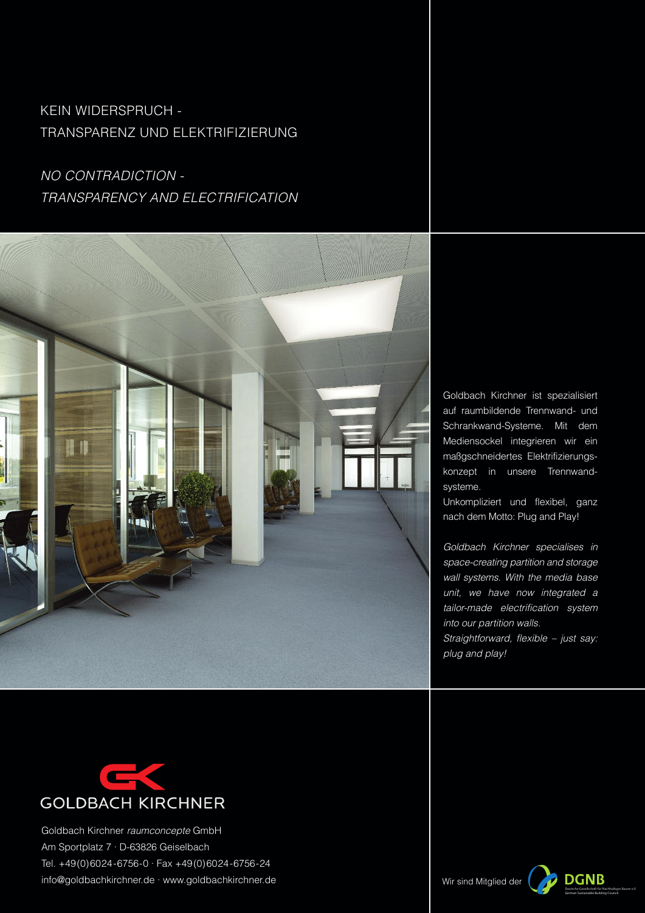# KEIN WIDERSPRUCH -
# TRANSPARENZ UND ELEKTRIFIZIERUNG

*NO CONTRADICTION -*
*TRANSPARENCY AND ELECTRIFICATION*

Goldbach Kirchner ist spezialisiert auf raumbildende Trennwand- und Schrankwand-Systeme. Mit dem Mediensockel integrieren wir ein maßgschneidertes Elektrifizierungskonzept in unsere Trennwandsysteme.
Unkompliziert und flexibel, ganz nach dem Motto: Plug and Play!

*Goldbach Kirchner specialises in space-creating partition and storage wall systems. With the media base unit, we have now integrated a tailor-made electrification system into our partition walls.*
*Straightforward, flexible – just say: plug and play!*

GOLDBACH KIRCHNER

Goldbach Kirchner *raumconcepte* GmbH
Am Sportplatz 7 · D-63826 Geiselbach
Tel. +49(0)6024-6756-0 · Fax +49(0)6024-6756-24
info@goldbachkirchner.de · www.goldbachkirchner.de

Wir sind Mitglied der DGNB